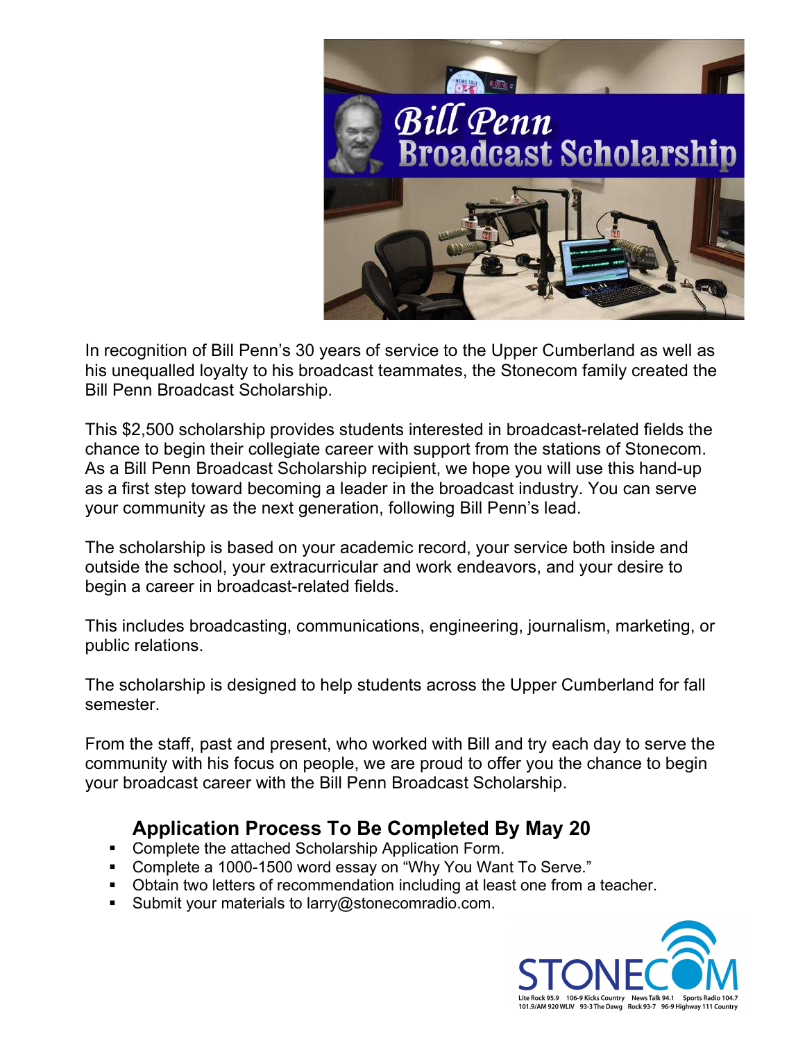# Bill Penn Broadcast Scholarship

In recognition of Bill Penn's 30 years of service to the Upper Cumberland as well as his unequalled loyalty to his broadcast teammates, the Stonecom family created the Bill Penn Broadcast Scholarship.

This $2,500 scholarship provides students interested in broadcast-related fields the chance to begin their collegiate career with support from the stations of Stonecom. As a Bill Penn Broadcast Scholarship recipient, we hope you will use this hand-up as a first step toward becoming a leader in the broadcast industry. You can serve your community as the next generation, following Bill Penn's lead.

The scholarship is based on your academic record, your service both inside and outside the school, your extracurricular and work endeavors, and your desire to begin a career in broadcast-related fields.

This includes broadcasting, communications, engineering, journalism, marketing, or public relations.

The scholarship is designed to help students across the Upper Cumberland for fall semester.

From the staff, past and present, who worked with Bill and try each day to serve the community with his focus on people, we are proud to offer you the chance to begin your broadcast career with the Bill Penn Broadcast Scholarship.

## Application Process To Be Completed By May 20

- Complete the attached Scholarship Application Form.
- Complete a 1000-1500 word essay on "Why You Want To Serve."
- Obtain two letters of recommendation including at least one from a teacher.
- Submit your materials to larry@stonecomradio.com.

STONECOM

Lite Rock 95.9 106-9 Kicks Country News Talk 94.1 Sports Radio 104.7
101.9/AM 920 WLIV 93-3 The Dawg Rock 93-7 96-9 Highway 111 Country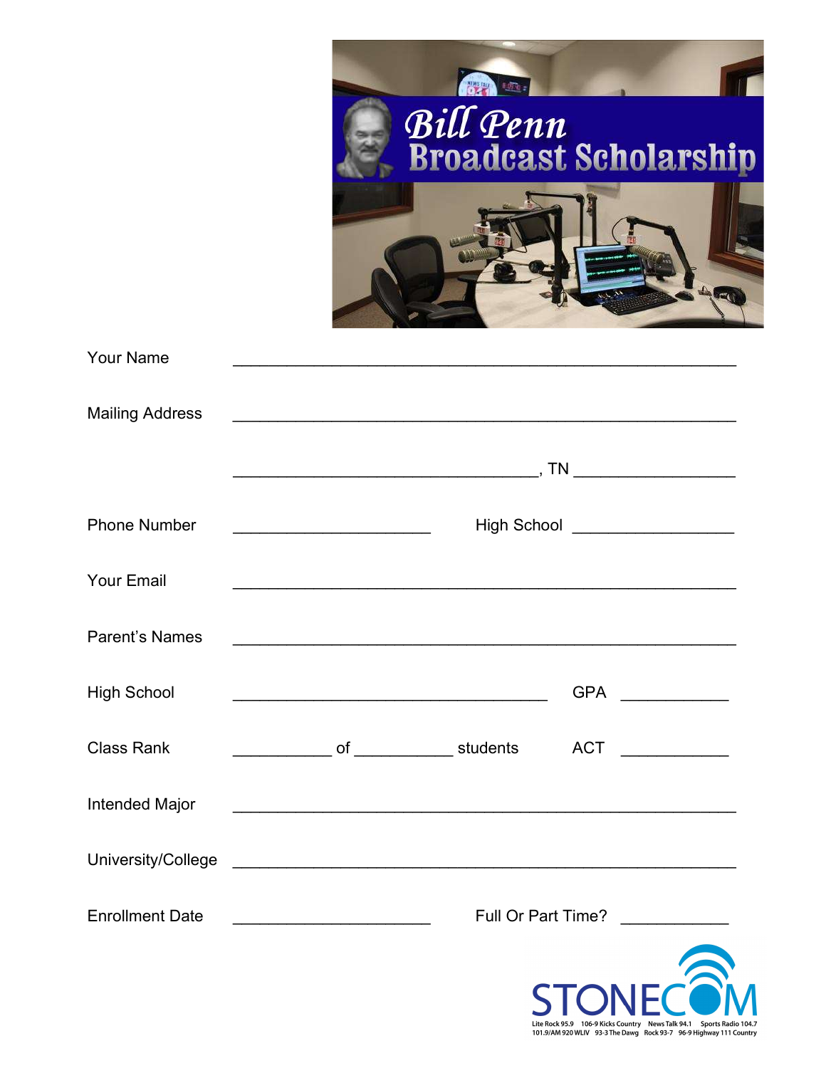# Bill Penn Broadcast Scholarship

Your Name ______________________________________________

Mailing Address ______________________________________________

______________________________, TN ________________

Phone Number ____________________ High School ________________

Your Email ______________________________________________

Parent's Names ______________________________________________

High School ______________________________ GPA __________

Class Rank __________ of __________ students ACT __________

Intended Major ______________________________________________

University/College ______________________________________________

Enrollment Date ____________________ Full Or Part Time? __________

STONECOM

Lite Rock 95.9 106-9 Kicks Country News Talk 94.1 Sports Radio 104.7 101.9/AM 920 WLIV 93-3 The Dawg Rock 93-7 96-9 Highway 111 Country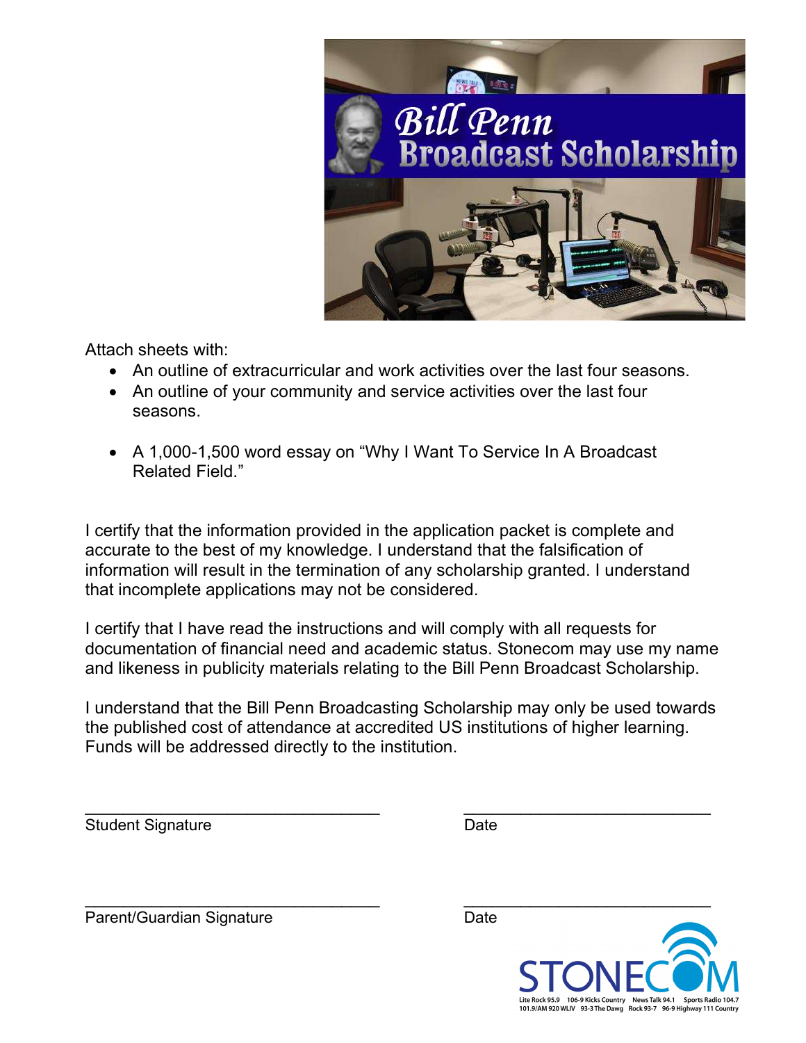Attach sheets with:

- An outline of extracurricular and work activities over the last four seasons.
- An outline of your community and service activities over the last four seasons.
- A 1,000-1,500 word essay on "Why I Want To Service In A Broadcast Related Field."

I certify that the information provided in the application packet is complete and accurate to the best of my knowledge. I understand that the falsification of information will result in the termination of any scholarship granted. I understand that incomplete applications may not be considered.

I certify that I have read the instructions and will comply with all requests for documentation of financial need and academic status. Stonecom may use my name and likeness in publicity materials relating to the Bill Penn Broadcast Scholarship.

I understand that the Bill Penn Broadcasting Scholarship may only be used towards the published cost of attendance at accredited US institutions of higher learning. Funds will be addressed directly to the institution.

\_\_\_\_\_\_\_\_\_\_\_\_\_\_\_\_\_\_\_\_\_\_\_\_\_\_\_\_\_\_\_\_\_\_\_ \_\_\_\_\_\_\_\_\_\_\_\_\_\_\_\_\_\_\_\_\_\_\_\_\_\_\_\_\_\_

Student Signature Date

\_\_\_\_\_\_\_\_\_\_\_\_\_\_\_\_\_\_\_\_\_\_\_\_\_\_\_\_\_\_\_\_\_\_\_ \_\_\_\_\_\_\_\_\_\_\_\_\_\_\_\_\_\_\_\_\_\_\_\_\_\_\_\_\_\_

Parent/Guardian Signature Date